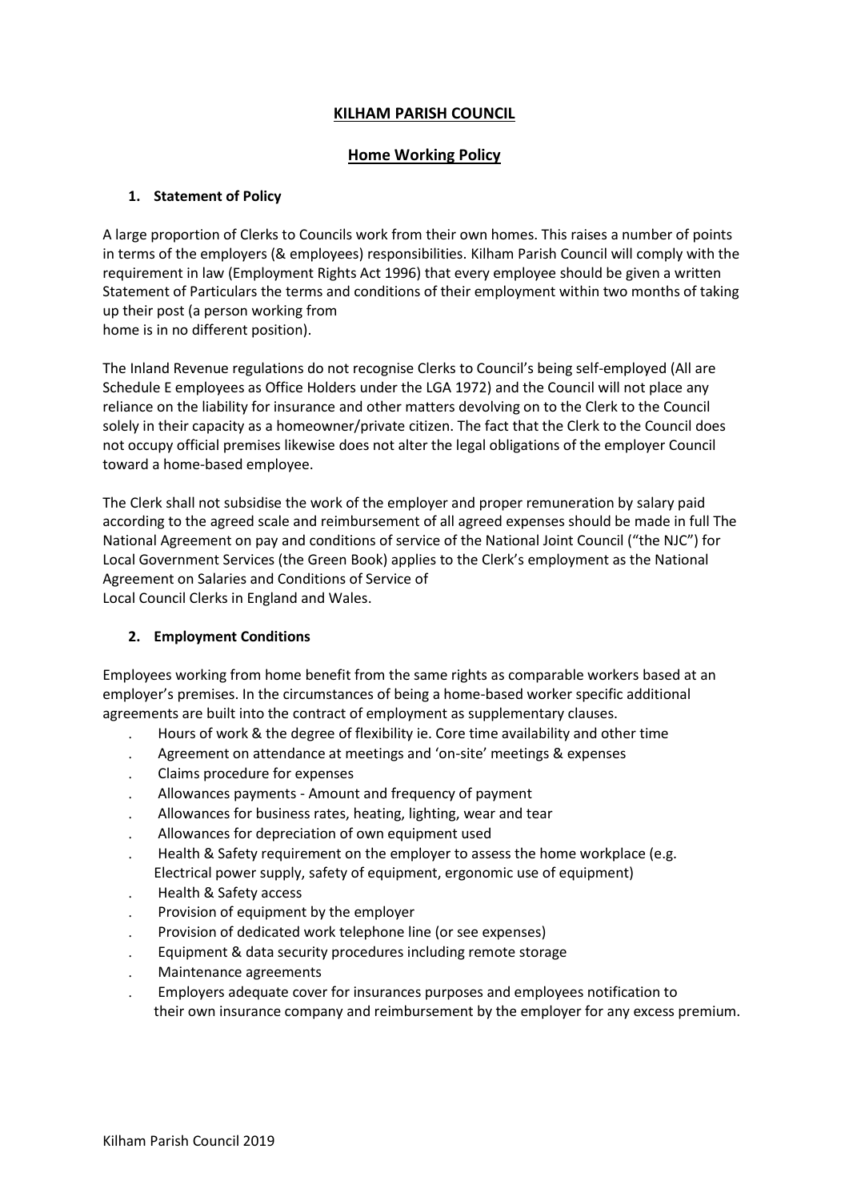# KILHAM PARISH COUNCIL

## Home Working Policy

### 1. Statement of Policy

A large proportion of Clerks to Councils work from their own homes. This raises a number of points in terms of the employers (& employees) responsibilities. Kilham Parish Council will comply with the requirement in law (Employment Rights Act 1996) that every employee should be given a written Statement of Particulars the terms and conditions of their employment within two months of taking up their post (a person working from home is in no different position).

The Inland Revenue regulations do not recognise Clerks to Council's being self-employed (All are Schedule E employees as Office Holders under the LGA 1972) and the Council will not place any reliance on the liability for insurance and other matters devolving on to the Clerk to the Council solely in their capacity as a homeowner/private citizen. The fact that the Clerk to the Council does not occupy official premises likewise does not alter the legal obligations of the employer Council toward a home-based employee.

The Clerk shall not subsidise the work of the employer and proper remuneration by salary paid according to the agreed scale and reimbursement of all agreed expenses should be made in full The National Agreement on pay and conditions of service of the National Joint Council ("the NJC") for Local Government Services (the Green Book) applies to the Clerk's employment as the National Agreement on Salaries and Conditions of Service of Local Council Clerks in England and Wales.

### 2. Employment Conditions

Employees working from home benefit from the same rights as comparable workers based at an employer's premises. In the circumstances of being a home-based worker specific additional agreements are built into the contract of employment as supplementary clauses.

- Hours of work & the degree of flexibility ie. Core time availability and other time
- Agreement on attendance at meetings and 'on-site' meetings & expenses
- Claims procedure for expenses
- Allowances payments - Amount and frequency of payment
- Allowances for business rates, heating, lighting, wear and tear
- Allowances for depreciation of own equipment used
- Health & Safety requirement on the employer to assess the home workplace (e.g. Electrical power supply, safety of equipment, ergonomic use of equipment)
- Health & Safety access
- Provision of equipment by the employer
- Provision of dedicated work telephone line (or see expenses)
- Equipment & data security procedures including remote storage
- Maintenance agreements
- Employers adequate cover for insurances purposes and employees notification to their own insurance company and reimbursement by the employer for any excess premium.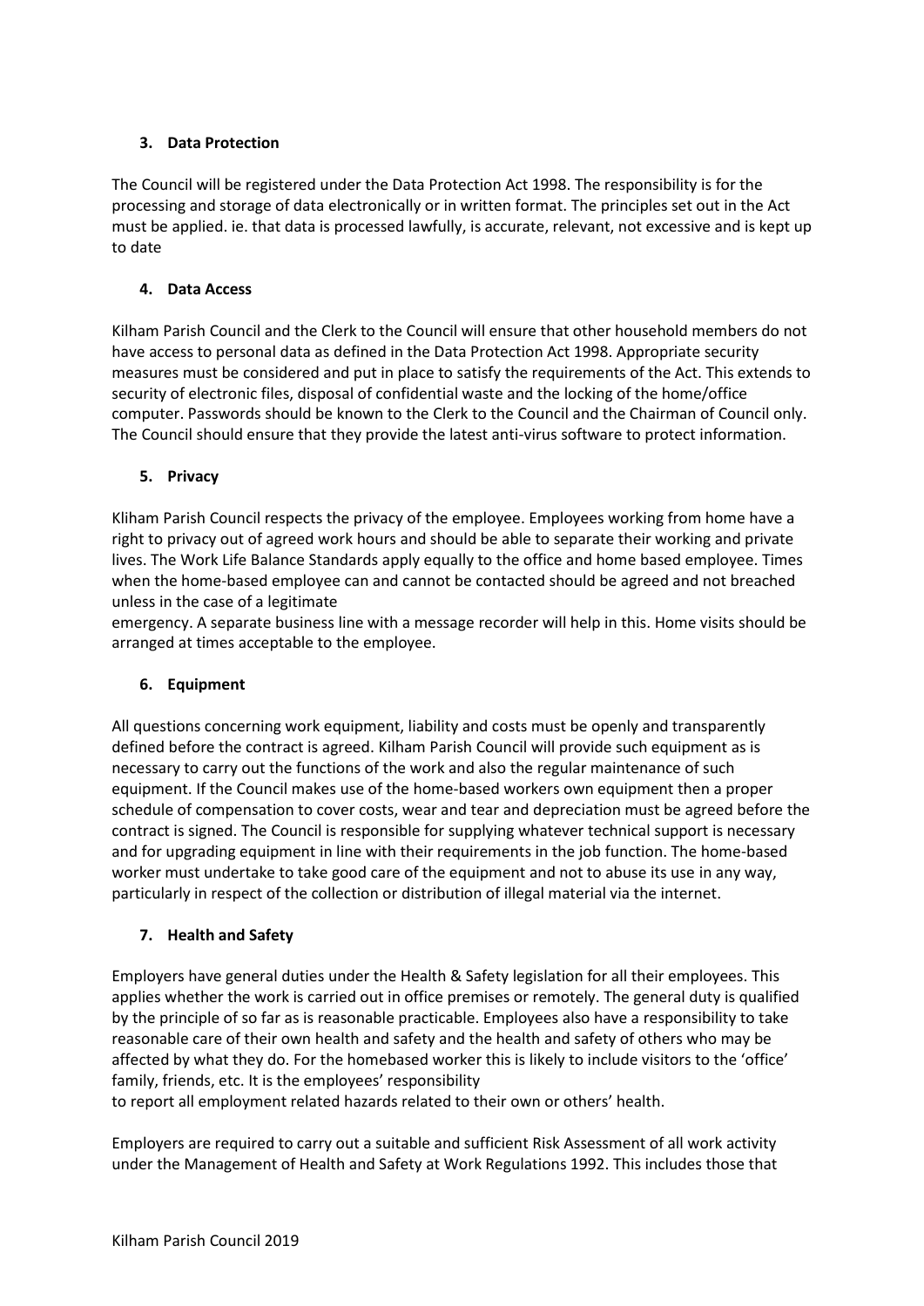### 3. Data Protection

The Council will be registered under the Data Protection Act 1998. The responsibility is for the processing and storage of data electronically or in written format. The principles set out in the Act must be applied. ie. that data is processed lawfully, is accurate, relevant, not excessive and is kept up to date

### 4. Data Access

Kilham Parish Council and the Clerk to the Council will ensure that other household members do not have access to personal data as defined in the Data Protection Act 1998. Appropriate security measures must be considered and put in place to satisfy the requirements of the Act. This extends to security of electronic files, disposal of confidential waste and the locking of the home/office computer. Passwords should be known to the Clerk to the Council and the Chairman of Council only. The Council should ensure that they provide the latest anti-virus software to protect information.

### 5. Privacy

Kliham Parish Council respects the privacy of the employee. Employees working from home have a right to privacy out of agreed work hours and should be able to separate their working and private lives. The Work Life Balance Standards apply equally to the office and home based employee. Times when the home-based employee can and cannot be contacted should be agreed and not breached unless in the case of a legitimate
emergency. A separate business line with a message recorder will help in this. Home visits should be arranged at times acceptable to the employee.

### 6. Equipment

All questions concerning work equipment, liability and costs must be openly and transparently defined before the contract is agreed. Kilham Parish Council will provide such equipment as is necessary to carry out the functions of the work and also the regular maintenance of such equipment. If the Council makes use of the home-based workers own equipment then a proper schedule of compensation to cover costs, wear and tear and depreciation must be agreed before the contract is signed. The Council is responsible for supplying whatever technical support is necessary and for upgrading equipment in line with their requirements in the job function. The home-based worker must undertake to take good care of the equipment and not to abuse its use in any way, particularly in respect of the collection or distribution of illegal material via the internet.

### 7. Health and Safety

Employers have general duties under the Health & Safety legislation for all their employees. This applies whether the work is carried out in office premises or remotely. The general duty is qualified by the principle of so far as is reasonable practicable. Employees also have a responsibility to take reasonable care of their own health and safety and the health and safety of others who may be affected by what they do. For the homebased worker this is likely to include visitors to the 'office' family, friends, etc. It is the employees' responsibility
to report all employment related hazards related to their own or others' health.

Employers are required to carry out a suitable and sufficient Risk Assessment of all work activity under the Management of Health and Safety at Work Regulations 1992. This includes those that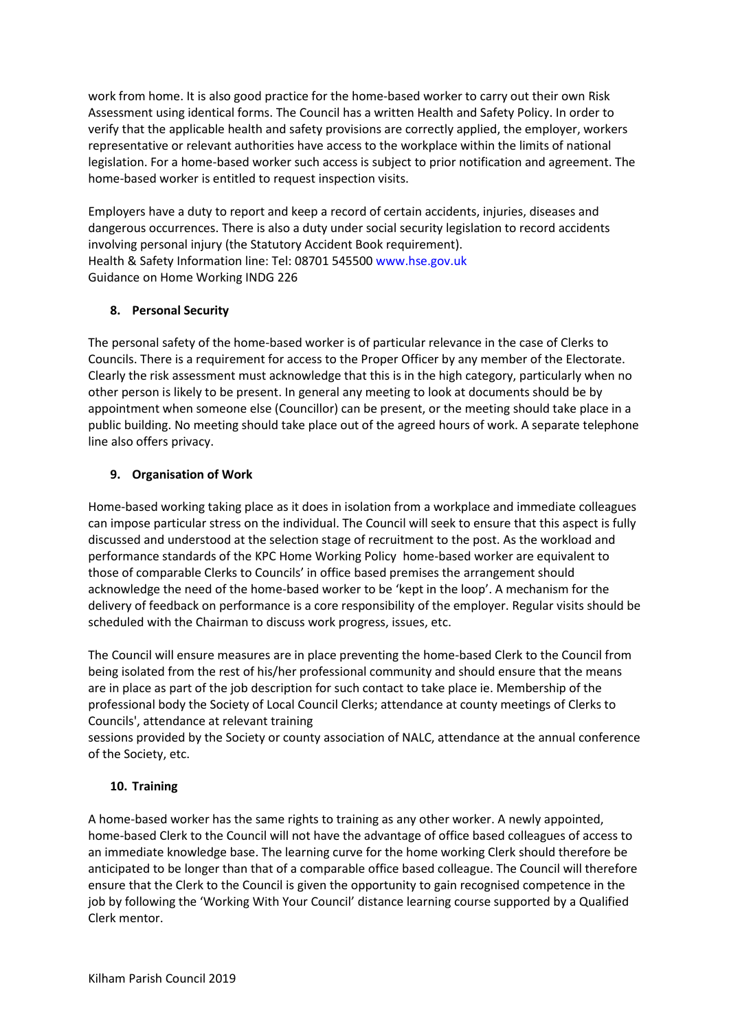work from home. It is also good practice for the home-based worker to carry out their own Risk Assessment using identical forms. The Council has a written Health and Safety Policy. In order to verify that the applicable health and safety provisions are correctly applied, the employer, workers representative or relevant authorities have access to the workplace within the limits of national legislation. For a home-based worker such access is subject to prior notification and agreement. The home-based worker is entitled to request inspection visits.

Employers have a duty to report and keep a record of certain accidents, injuries, diseases and dangerous occurrences. There is also a duty under social security legislation to record accidents involving personal injury (the Statutory Accident Book requirement).
Health & Safety Information line: Tel: 08701 545500 www.hse.gov.uk
Guidance on Home Working INDG 226

## 8. Personal Security

The personal safety of the home-based worker is of particular relevance in the case of Clerks to Councils. There is a requirement for access to the Proper Officer by any member of the Electorate. Clearly the risk assessment must acknowledge that this is in the high category, particularly when no other person is likely to be present. In general any meeting to look at documents should be by appointment when someone else (Councillor) can be present, or the meeting should take place in a public building. No meeting should take place out of the agreed hours of work. A separate telephone line also offers privacy.

## 9. Organisation of Work

Home-based working taking place as it does in isolation from a workplace and immediate colleagues can impose particular stress on the individual. The Council will seek to ensure that this aspect is fully discussed and understood at the selection stage of recruitment to the post. As the workload and performance standards of the KPC Home Working Policy home-based worker are equivalent to those of comparable Clerks to Councils' in office based premises the arrangement should acknowledge the need of the home-based worker to be 'kept in the loop'. A mechanism for the delivery of feedback on performance is a core responsibility of the employer. Regular visits should be scheduled with the Chairman to discuss work progress, issues, etc.

The Council will ensure measures are in place preventing the home-based Clerk to the Council from being isolated from the rest of his/her professional community and should ensure that the means are in place as part of the job description for such contact to take place ie. Membership of the professional body the Society of Local Council Clerks; attendance at county meetings of Clerks to Councils', attendance at relevant training sessions provided by the Society or county association of NALC, attendance at the annual conference of the Society, etc.

## 10. Training

A home-based worker has the same rights to training as any other worker. A newly appointed, home-based Clerk to the Council will not have the advantage of office based colleagues of access to an immediate knowledge base. The learning curve for the home working Clerk should therefore be anticipated to be longer than that of a comparable office based colleague. The Council will therefore ensure that the Clerk to the Council is given the opportunity to gain recognised competence in the job by following the 'Working With Your Council' distance learning course supported by a Qualified Clerk mentor.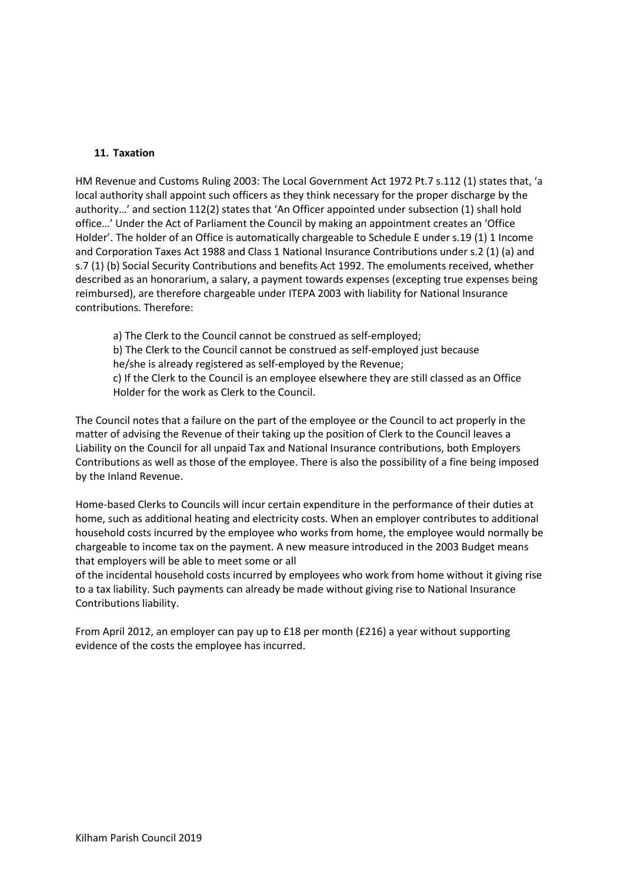### 11. Taxation

HM Revenue and Customs Ruling 2003: The Local Government Act 1972 Pt.7 s.112 (1) states that, 'a local authority shall appoint such officers as they think necessary for the proper discharge by the authority…' and section 112(2) states that 'An Officer appointed under subsection (1) shall hold office…' Under the Act of Parliament the Council by making an appointment creates an 'Office Holder'. The holder of an Office is automatically chargeable to Schedule E under s.19 (1) 1 Income and Corporation Taxes Act 1988 and Class 1 National Insurance Contributions under s.2 (1) (a) and s.7 (1) (b) Social Security Contributions and benefits Act 1992. The emoluments received, whether described as an honorarium, a salary, a payment towards expenses (excepting true expenses being reimbursed), are therefore chargeable under ITEPA 2003 with liability for National Insurance contributions. Therefore:

a) The Clerk to the Council cannot be construed as self-employed;
b) The Clerk to the Council cannot be construed as self-employed just because he/she is already registered as self-employed by the Revenue;
c) If the Clerk to the Council is an employee elsewhere they are still classed as an Office Holder for the work as Clerk to the Council.

The Council notes that a failure on the part of the employee or the Council to act properly in the matter of advising the Revenue of their taking up the position of Clerk to the Council leaves a Liability on the Council for all unpaid Tax and National Insurance contributions, both Employers Contributions as well as those of the employee. There is also the possibility of a fine being imposed by the Inland Revenue.

Home-based Clerks to Councils will incur certain expenditure in the performance of their duties at home, such as additional heating and electricity costs. When an employer contributes to additional household costs incurred by the employee who works from home, the employee would normally be chargeable to income tax on the payment. A new measure introduced in the 2003 Budget means that employers will be able to meet some or all of the incidental household costs incurred by employees who work from home without it giving rise to a tax liability. Such payments can already be made without giving rise to National Insurance Contributions liability.

From April 2012, an employer can pay up to £18 per month (£216) a year without supporting evidence of the costs the employee has incurred.